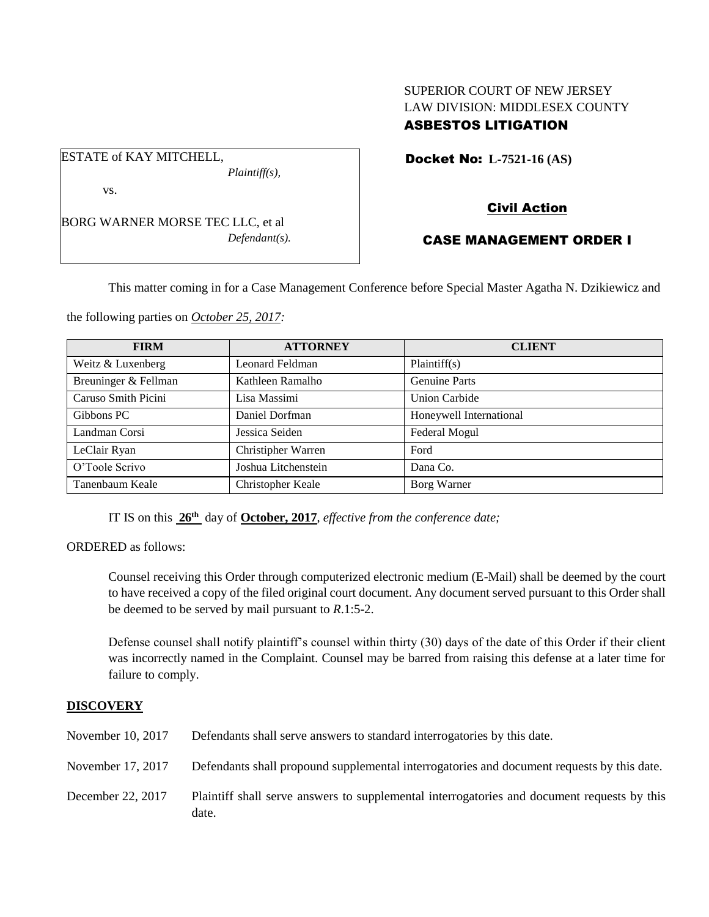SUPERIOR COURT OF NEW JERSEY
LAW DIVISION: MIDDLESEX COUNTY
**ASBESTOS LITIGATION**

ESTATE of KAY MITCHELL,
*Plaintiff(s),*

vs.

BORG WARNER MORSE TEC LLC, et al
*Defendant(s).*

**Docket No: L-7521-16 (AS)**

**Civil Action**

**CASE MANAGEMENT ORDER I**

This matter coming in for a Case Management Conference before Special Master Agatha N. Dzikiewicz and the following parties on *October 25, 2017:*

| FIRM | ATTORNEY | CLIENT |
| --- | --- | --- |
| Weitz & Luxenberg | Leonard Feldman | Plaintiff(s) |
| Breuninger & Fellman | Kathleen Ramalho | Genuine Parts |
| Caruso Smith Picini | Lisa Massimi | Union Carbide |
| Gibbons PC | Daniel Dorfman | Honeywell International |
| Landman Corsi | Jessica Seiden | Federal Mogul |
| LeClair Ryan | Christipher Warren | Ford |
| O'Toole Scrivo | Joshua Litchenstein | Dana Co. |
| Tanenbaum Keale | Christopher Keale | Borg Warner |

IT IS on this **26th** day of **October, 2017**, *effective from the conference date;*

ORDERED as follows:

Counsel receiving this Order through computerized electronic medium (E-Mail) shall be deemed by the court to have received a copy of the filed original court document. Any document served pursuant to this Order shall be deemed to be served by mail pursuant to *R*.1:5-2.

Defense counsel shall notify plaintiff's counsel within thirty (30) days of the date of this Order if their client was incorrectly named in the Complaint. Counsel may be barred from raising this defense at a later time for failure to comply.

## DISCOVERY

November 10, 2017 Defendants shall serve answers to standard interrogatories by this date.

November 17, 2017 Defendants shall propound supplemental interrogatories and document requests by this date.

December 22, 2017 Plaintiff shall serve answers to supplemental interrogatories and document requests by this date.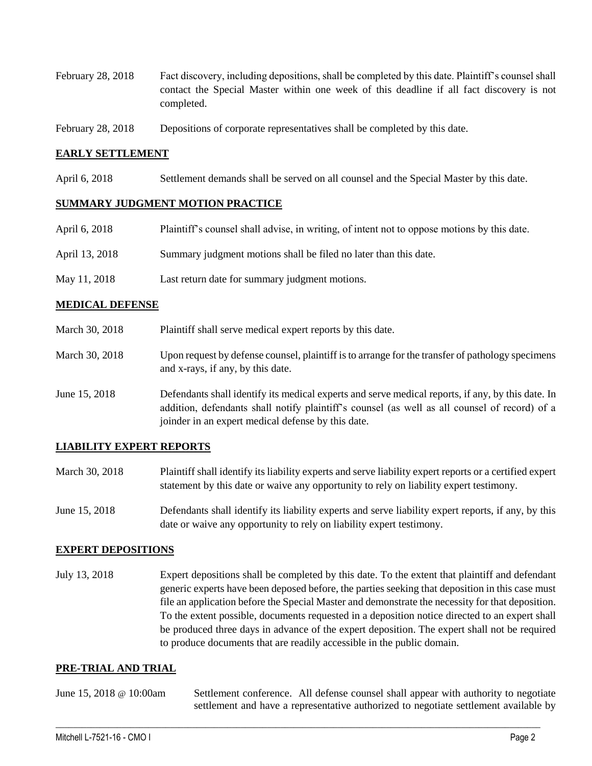| | |
|---|---|
| February 28, 2018 | Fact discovery, including depositions, shall be completed by this date. Plaintiff's counsel shall contact the Special Master within one week of this deadline if all fact discovery is not completed. |
| February 28, 2018 | Depositions of corporate representatives shall be completed by this date. |

## **EARLY SETTLEMENT**

| | |
|---|---|
| April 6, 2018 | Settlement demands shall be served on all counsel and the Special Master by this date. |

## **SUMMARY JUDGMENT MOTION PRACTICE**

| | |
|---|---|
| April 6, 2018 | Plaintiff's counsel shall advise, in writing, of intent not to oppose motions by this date. |
| April 13, 2018 | Summary judgment motions shall be filed no later than this date. |
| May 11, 2018 | Last return date for summary judgment motions. |

## **MEDICAL DEFENSE**

| | |
|---|---|
| March 30, 2018 | Plaintiff shall serve medical expert reports by this date. |
| March 30, 2018 | Upon request by defense counsel, plaintiff is to arrange for the transfer of pathology specimens and x-rays, if any, by this date. |
| June 15, 2018 | Defendants shall identify its medical experts and serve medical reports, if any, by this date. In addition, defendants shall notify plaintiff's counsel (as well as all counsel of record) of a joinder in an expert medical defense by this date. |

## **LIABILITY EXPERT REPORTS**

| | |
|---|---|
| March 30, 2018 | Plaintiff shall identify its liability experts and serve liability expert reports or a certified expert statement by this date or waive any opportunity to rely on liability expert testimony. |
| June 15, 2018 | Defendants shall identify its liability experts and serve liability expert reports, if any, by this date or waive any opportunity to rely on liability expert testimony. |

## **EXPERT DEPOSITIONS**

| | |
|---|---|
| July 13, 2018 | Expert depositions shall be completed by this date. To the extent that plaintiff and defendant generic experts have been deposed before, the parties seeking that deposition in this case must file an application before the Special Master and demonstrate the necessity for that deposition. To the extent possible, documents requested in a deposition notice directed to an expert shall be produced three days in advance of the expert deposition. The expert shall not be required to produce documents that are readily accessible in the public domain. |

## **PRE-TRIAL AND TRIAL**

| | |
|---|---|
| June 15, 2018 @ 10:00am | Settlement conference. All defense counsel shall appear with authority to negotiate settlement and have a representative authorized to negotiate settlement available by |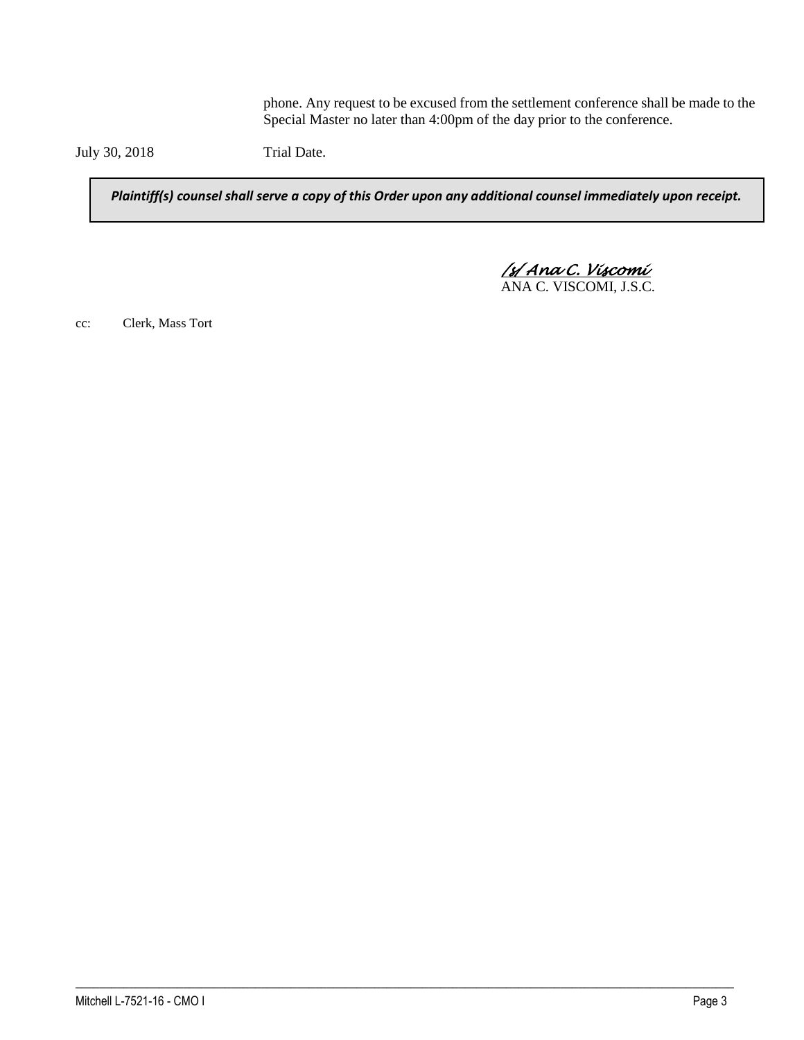phone. Any request to be excused from the settlement conference shall be made to the Special Master no later than 4:00pm of the day prior to the conference.

| | |
|---|---|
| July 30, 2018 | Trial Date. |

***Plaintiff(s) counsel shall serve a copy of this Order upon any additional counsel immediately upon receipt.***

/s/ Ana C. Viscomi
ANA C. VISCOMI, J.S.C.

cc: Clerk, Mass Tort